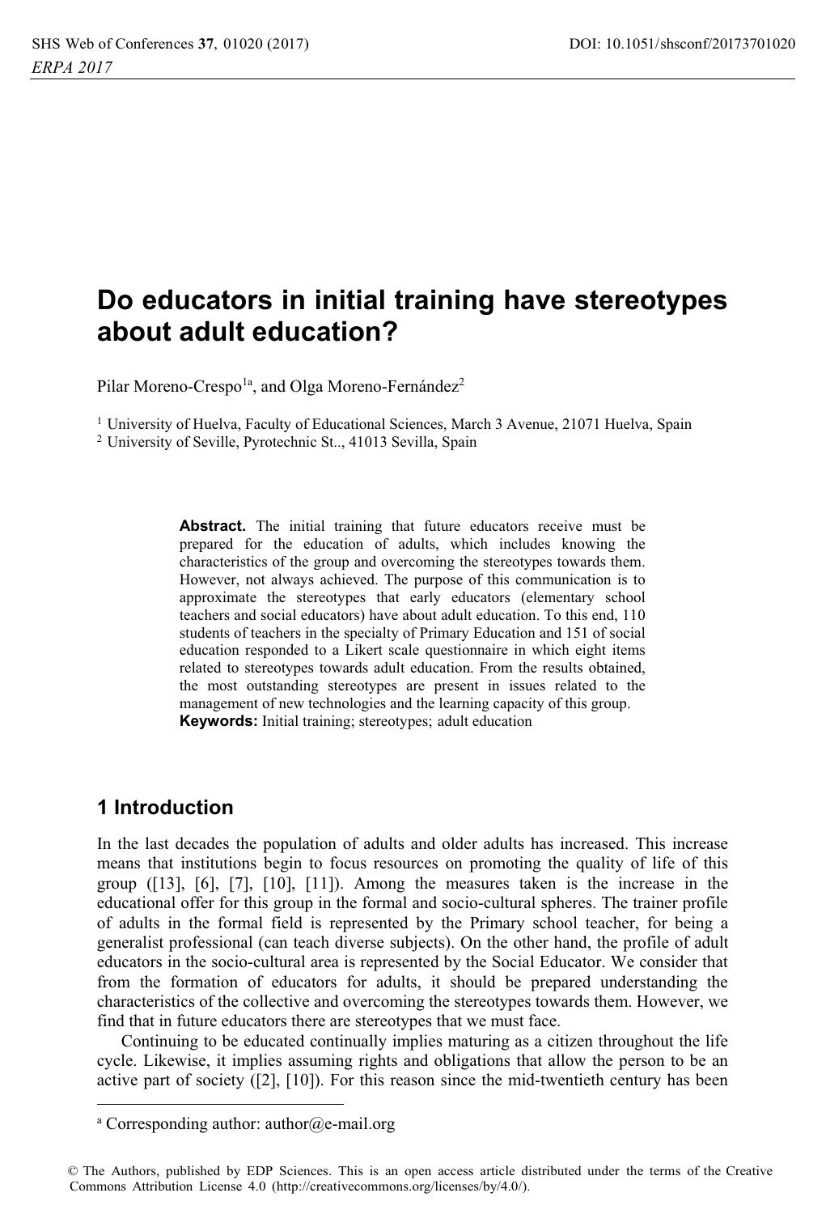# Do educators in initial training have stereotypes about adult education?

Pilar Moreno-Crespo[1a], and Olga Moreno-Fernández[2]

[1] University of Huelva, Faculty of Educational Sciences, March 3 Avenue, 21071 Huelva, Spain
[2] University of Seville, Pyrotechnic St.., 41013 Sevilla, Spain

**Abstract.** The initial training that future educators receive must be prepared for the education of adults, which includes knowing the characteristics of the group and overcoming the stereotypes towards them. However, not always achieved. The purpose of this communication is to approximate the stereotypes that early educators (elementary school teachers and social educators) have about adult education. To this end, 110 students of teachers in the specialty of Primary Education and 151 of social education responded to a Likert scale questionnaire in which eight items related to stereotypes towards adult education. From the results obtained, the most outstanding stereotypes are present in issues related to the management of new technologies and the learning capacity of this group.

**Keywords:** Initial training; stereotypes; adult education

## 1 Introduction

In the last decades the population of adults and older adults has increased. This increase means that institutions begin to focus resources on promoting the quality of life of this group ([13], [6], [7], [10], [11]). Among the measures taken is the increase in the educational offer for this group in the formal and socio-cultural spheres. The trainer profile of adults in the formal field is represented by the Primary school teacher, for being a generalist professional (can teach diverse subjects). On the other hand, the profile of adult educators in the socio-cultural area is represented by the Social Educator. We consider that from the formation of educators for adults, it should be prepared understanding the characteristics of the collective and overcoming the stereotypes towards them. However, we find that in future educators there are stereotypes that we must face.

Continuing to be educated continually implies maturing as a citizen throughout the life cycle. Likewise, it implies assuming rights and obligations that allow the person to be an active part of society ([2], [10]). For this reason since the mid-twentieth century has been

[a] Corresponding author: author@e-mail.org

© The Authors, published by EDP Sciences. This is an open access article distributed under the terms of the Creative Commons Attribution License 4.0 (http://creativecommons.org/licenses/by/4.0/).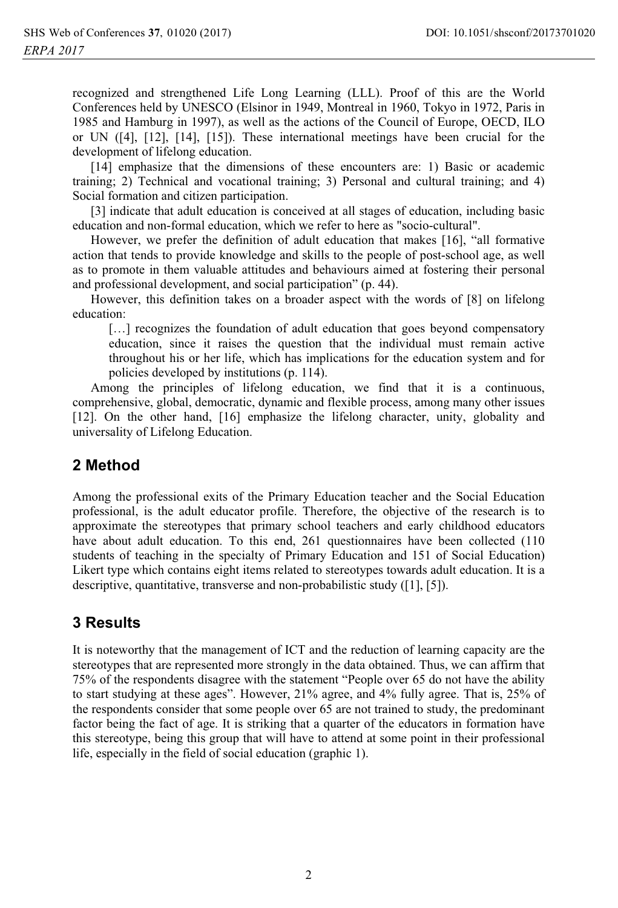recognized and strengthened Life Long Learning (LLL). Proof of this are the World Conferences held by UNESCO (Elsinor in 1949, Montreal in 1960, Tokyo in 1972, Paris in 1985 and Hamburg in 1997), as well as the actions of the Council of Europe, OECD, ILO or UN ([4], [12], [14], [15]). These international meetings have been crucial for the development of lifelong education.

[14] emphasize that the dimensions of these encounters are: 1) Basic or academic training; 2) Technical and vocational training; 3) Personal and cultural training; and 4) Social formation and citizen participation.

[3] indicate that adult education is conceived at all stages of education, including basic education and non-formal education, which we refer to here as "socio-cultural".

However, we prefer the definition of adult education that makes [16], "all formative action that tends to provide knowledge and skills to the people of post-school age, as well as to promote in them valuable attitudes and behaviours aimed at fostering their personal and professional development, and social participation" (p. 44).

However, this definition takes on a broader aspect with the words of [8] on lifelong education:

> […] recognizes the foundation of adult education that goes beyond compensatory education, since it raises the question that the individual must remain active throughout his or her life, which has implications for the education system and for policies developed by institutions (p. 114).

Among the principles of lifelong education, we find that it is a continuous, comprehensive, global, democratic, dynamic and flexible process, among many other issues [12]. On the other hand, [16] emphasize the lifelong character, unity, globality and universality of Lifelong Education.

## 2 Method

Among the professional exits of the Primary Education teacher and the Social Education professional, is the adult educator profile. Therefore, the objective of the research is to approximate the stereotypes that primary school teachers and early childhood educators have about adult education. To this end, 261 questionnaires have been collected (110 students of teaching in the specialty of Primary Education and 151 of Social Education) Likert type which contains eight items related to stereotypes towards adult education. It is a descriptive, quantitative, transverse and non-probabilistic study ([1], [5]).

## 3 Results

It is noteworthy that the management of ICT and the reduction of learning capacity are the stereotypes that are represented more strongly in the data obtained. Thus, we can affirm that 75% of the respondents disagree with the statement "People over 65 do not have the ability to start studying at these ages". However, 21% agree, and 4% fully agree. That is, 25% of the respondents consider that some people over 65 are not trained to study, the predominant factor being the fact of age. It is striking that a quarter of the educators in formation have this stereotype, being this group that will have to attend at some point in their professional life, especially in the field of social education (graphic 1).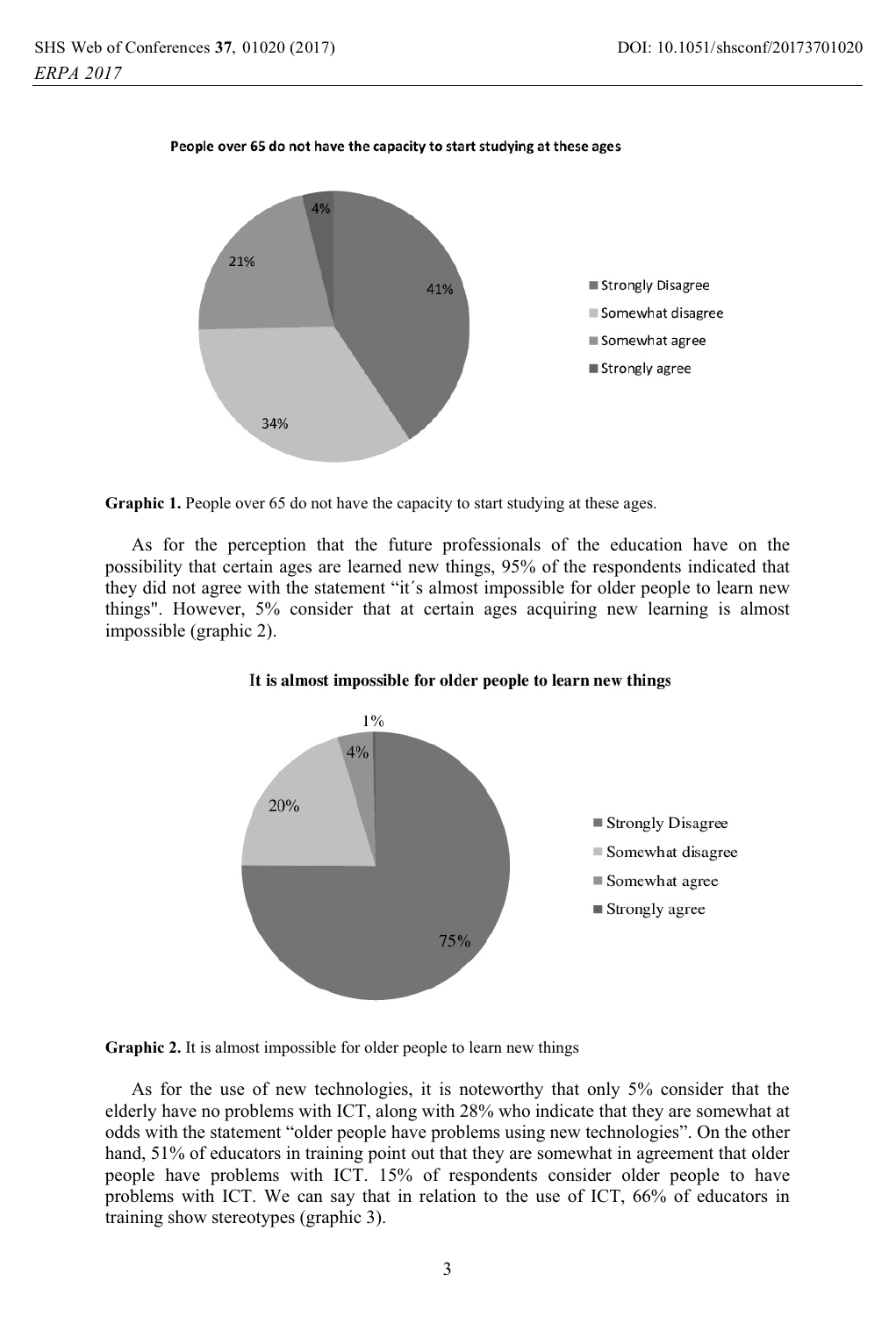People over 65 do not have the capacity to start studying at these ages

| Response | % |
| --- | --- |
| Strongly Disagree | 41% |
| Somewhat disagree | 34% |
| Somewhat agree | 21% |
| Strongly agree | 4% |

**Graphic 1.** People over 65 do not have the capacity to start studying at these ages.

As for the perception that the future professionals of the education have on the possibility that certain ages are learned new things, 95% of the respondents indicated that they did not agree with the statement "it´s almost impossible for older people to learn new things". However, 5% consider that at certain ages acquiring new learning is almost impossible (graphic 2).

**It is almost impossible for older people to learn new things**

| Response | % |
| --- | --- |
| Strongly Disagree | 75% |
| Somewhat disagree | 20% |
| Somewhat agree | 4% |
| Strongly agree | 1% |

**Graphic 2.** It is almost impossible for older people to learn new things

As for the use of new technologies, it is noteworthy that only 5% consider that the elderly have no problems with ICT, along with 28% who indicate that they are somewhat at odds with the statement "older people have problems using new technologies". On the other hand, 51% of educators in training point out that they are somewhat in agreement that older people have problems with ICT. 15% of respondents consider older people to have problems with ICT. We can say that in relation to the use of ICT, 66% of educators in training show stereotypes (graphic 3).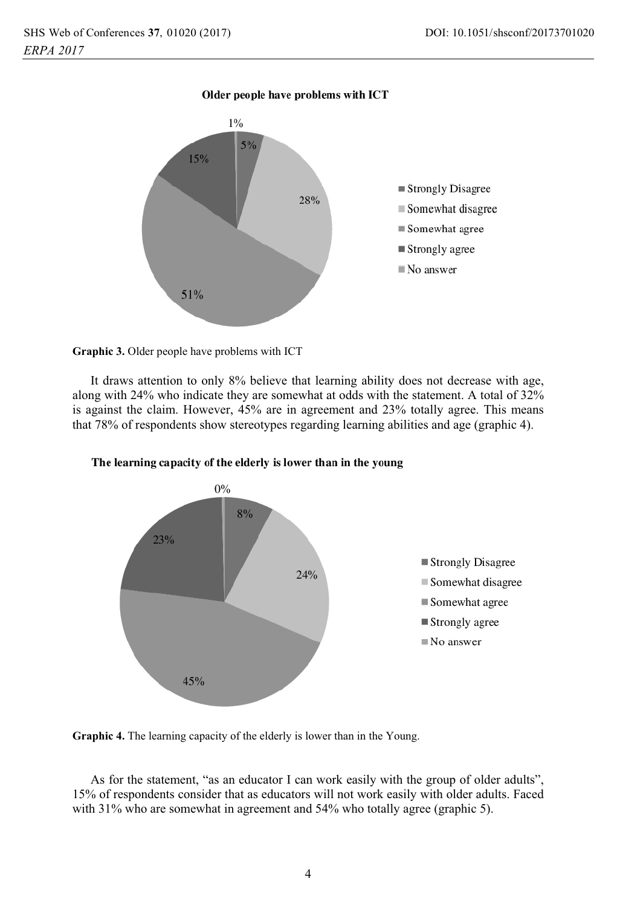**Older people have problems with ICT**

| | |
|---|---|
| Strongly Disagree | 5% |
| Somewhat disagree | 28% |
| Somewhat agree | 51% |
| Strongly agree | 15% |
| No answer | 1% |

**Graphic 3.** Older people have problems with ICT

It draws attention to only 8% believe that learning ability does not decrease with age, along with 24% who indicate they are somewhat at odds with the statement. A total of 32% is against the claim. However, 45% are in agreement and 23% totally agree. This means that 78% of respondents show stereotypes regarding learning abilities and age (graphic 4).

**The learning capacity of the elderly is lower than in the young**

| | |
|---|---|
| Strongly Disagree | 8% |
| Somewhat disagree | 24% |
| Somewhat agree | 45% |
| Strongly agree | 23% |
| No answer | 0% |

**Graphic 4.** The learning capacity of the elderly is lower than in the Young.

As for the statement, "as an educator I can work easily with the group of older adults", 15% of respondents consider that as educators will not work easily with older adults. Faced with 31% who are somewhat in agreement and 54% who totally agree (graphic 5).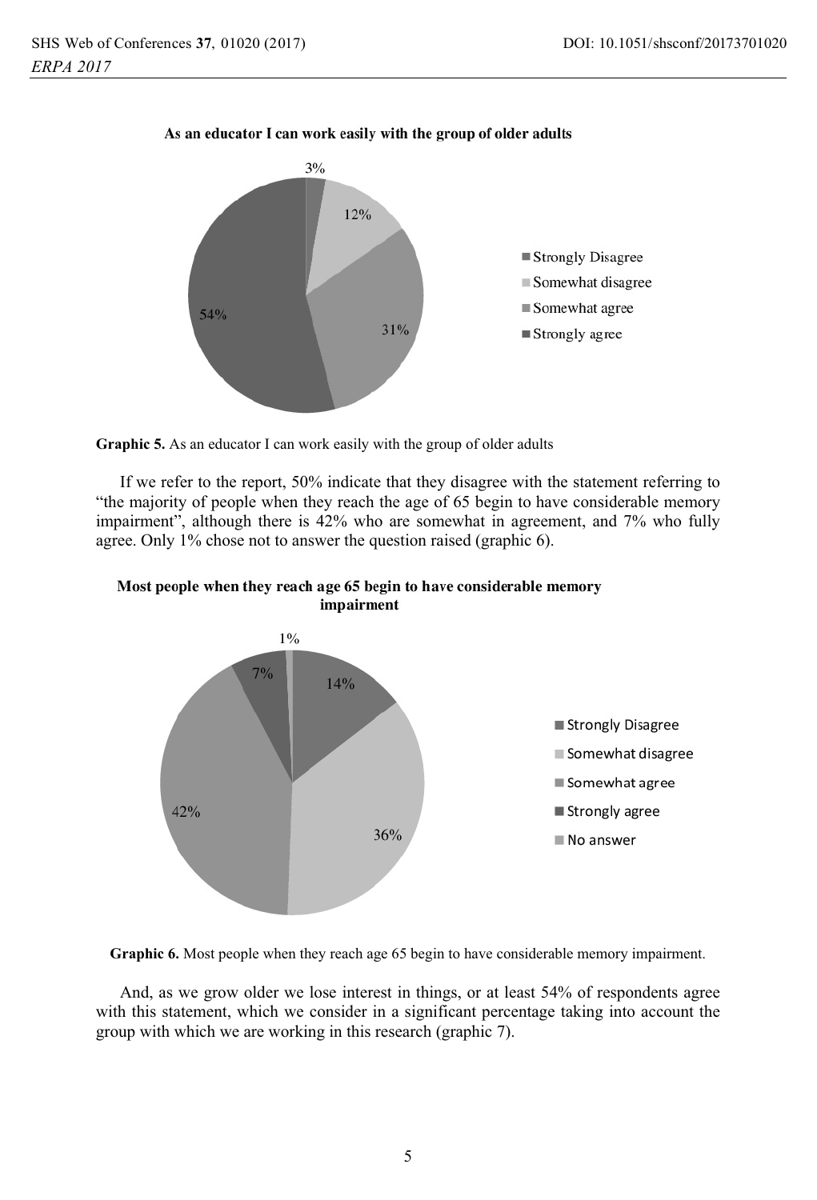As an educator I can work easily with the group of older adults

Graphic 5. As an educator I can work easily with the group of older adults

If we refer to the report, 50% indicate that they disagree with the statement referring to "the majority of people when they reach the age of 65 begin to have considerable memory impairment", although there is 42% who are somewhat in agreement, and 7% who fully agree. Only 1% chose not to answer the question raised (graphic 6).

Most people when they reach age 65 begin to have considerable memory impairment

Graphic 6. Most people when they reach age 65 begin to have considerable memory impairment.

And, as we grow older we lose interest in things, or at least 54% of respondents agree with this statement, which we consider in a significant percentage taking into account the group with which we are working in this research (graphic 7).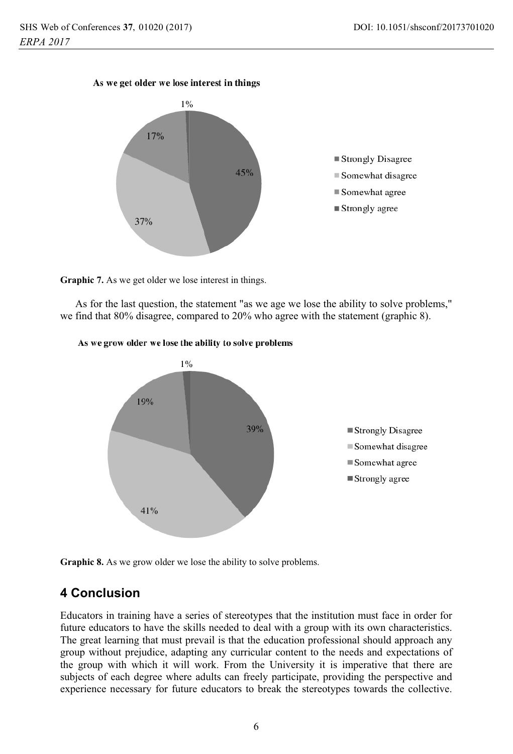Graphic 7. As we get older we lose interest in things.

As for the last question, the statement "as we age we lose the ability to solve problems," we find that 80% disagree, compared to 20% who agree with the statement (graphic 8).

Graphic 8. As we grow older we lose the ability to solve problems.

## 4 Conclusion

Educators in training have a series of stereotypes that the institution must face in order for future educators to have the skills needed to deal with a group with its own characteristics. The great learning that must prevail is that the education professional should approach any group without prejudice, adapting any curricular content to the needs and expectations of the group with which it will work. From the University it is imperative that there are subjects of each degree where adults can freely participate, providing the perspective and experience necessary for future educators to break the stereotypes towards the collective.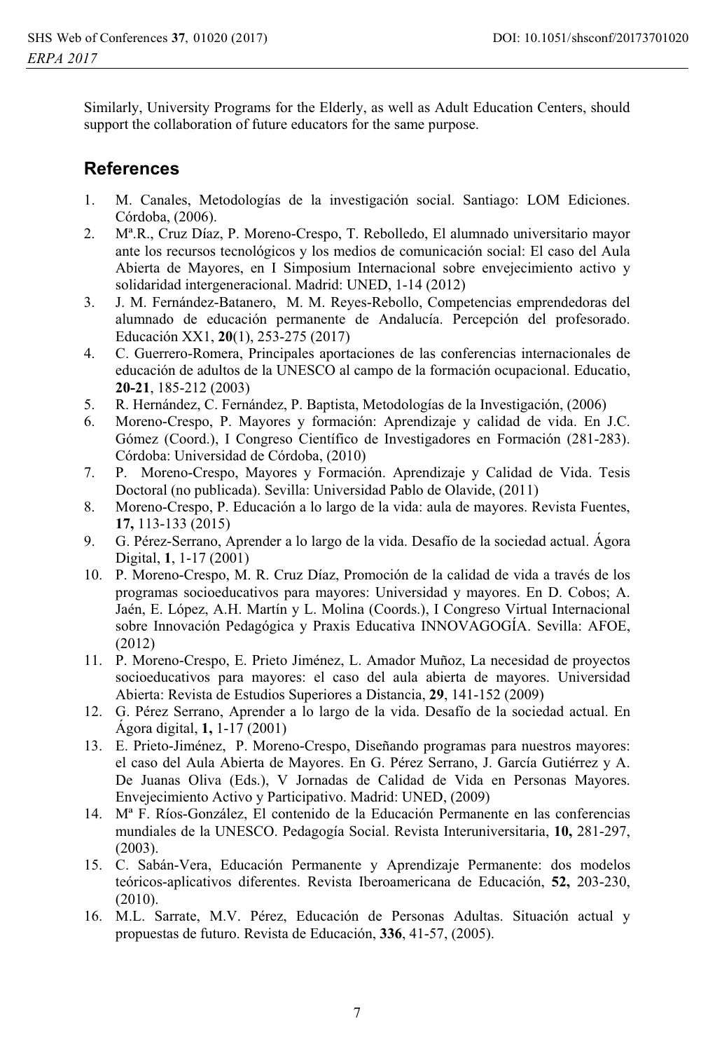Similarly, University Programs for the Elderly, as well as Adult Education Centers, should support the collaboration of future educators for the same purpose.

## References

1. M. Canales, Metodologías de la investigación social. Santiago: LOM Ediciones. Córdoba, (2006).
2. Mª.R., Cruz Díaz, P. Moreno-Crespo, T. Rebolledo, El alumnado universitario mayor ante los recursos tecnológicos y los medios de comunicación social: El caso del Aula Abierta de Mayores, en I Simposium Internacional sobre envejecimiento activo y solidaridad intergeneracional. Madrid: UNED, 1-14 (2012)
3. J. M. Fernández-Batanero, M. M. Reyes-Rebollo, Competencias emprendedoras del alumnado de educación permanente de Andalucía. Percepción del profesorado. Educación XX1, **20**(1), 253-275 (2017)
4. C. Guerrero-Romera, Principales aportaciones de las conferencias internacionales de educación de adultos de la UNESCO al campo de la formación ocupacional. Educatio, **20-21**, 185-212 (2003)
5. R. Hernández, C. Fernández, P. Baptista, Metodologías de la Investigación, (2006)
6. Moreno-Crespo, P. Mayores y formación: Aprendizaje y calidad de vida. En J.C. Gómez (Coord.), I Congreso Científico de Investigadores en Formación (281-283). Córdoba: Universidad de Córdoba, (2010)
7. P. Moreno-Crespo, Mayores y Formación. Aprendizaje y Calidad de Vida. Tesis Doctoral (no publicada). Sevilla: Universidad Pablo de Olavide, (2011)
8. Moreno-Crespo, P. Educación a lo largo de la vida: aula de mayores. Revista Fuentes, **17,** 113-133 (2015)
9. G. Pérez-Serrano, Aprender a lo largo de la vida. Desafío de la sociedad actual. Ágora Digital, **1**, 1-17 (2001)
10. P. Moreno-Crespo, M. R. Cruz Díaz, Promoción de la calidad de vida a través de los programas socioeducativos para mayores: Universidad y mayores. En D. Cobos; A. Jaén, E. López, A.H. Martín y L. Molina (Coords.), I Congreso Virtual Internacional sobre Innovación Pedagógica y Praxis Educativa INNOVAGOGÍA. Sevilla: AFOE, (2012)
11. P. Moreno-Crespo, E. Prieto Jiménez, L. Amador Muñoz, La necesidad de proyectos socioeducativos para mayores: el caso del aula abierta de mayores. Universidad Abierta: Revista de Estudios Superiores a Distancia, **29**, 141-152 (2009)
12. G. Pérez Serrano, Aprender a lo largo de la vida. Desafío de la sociedad actual. En Ágora digital, **1,** 1-17 (2001)
13. E. Prieto-Jiménez, P. Moreno-Crespo, Diseñando programas para nuestros mayores: el caso del Aula Abierta de Mayores. En G. Pérez Serrano, J. García Gutiérrez y A. De Juanas Oliva (Eds.), V Jornadas de Calidad de Vida en Personas Mayores. Envejecimiento Activo y Participativo. Madrid: UNED, (2009)
14. Mª F. Ríos-González, El contenido de la Educación Permanente en las conferencias mundiales de la UNESCO. Pedagogía Social. Revista Interuniversitaria, **10,** 281-297, (2003).
15. C. Sabán-Vera, Educación Permanente y Aprendizaje Permanente: dos modelos teóricos-aplicativos diferentes. Revista Iberoamericana de Educación, **52,** 203-230, (2010).
16. M.L. Sarrate, M.V. Pérez, Educación de Personas Adultas. Situación actual y propuestas de futuro. Revista de Educación, **336**, 41-57, (2005).